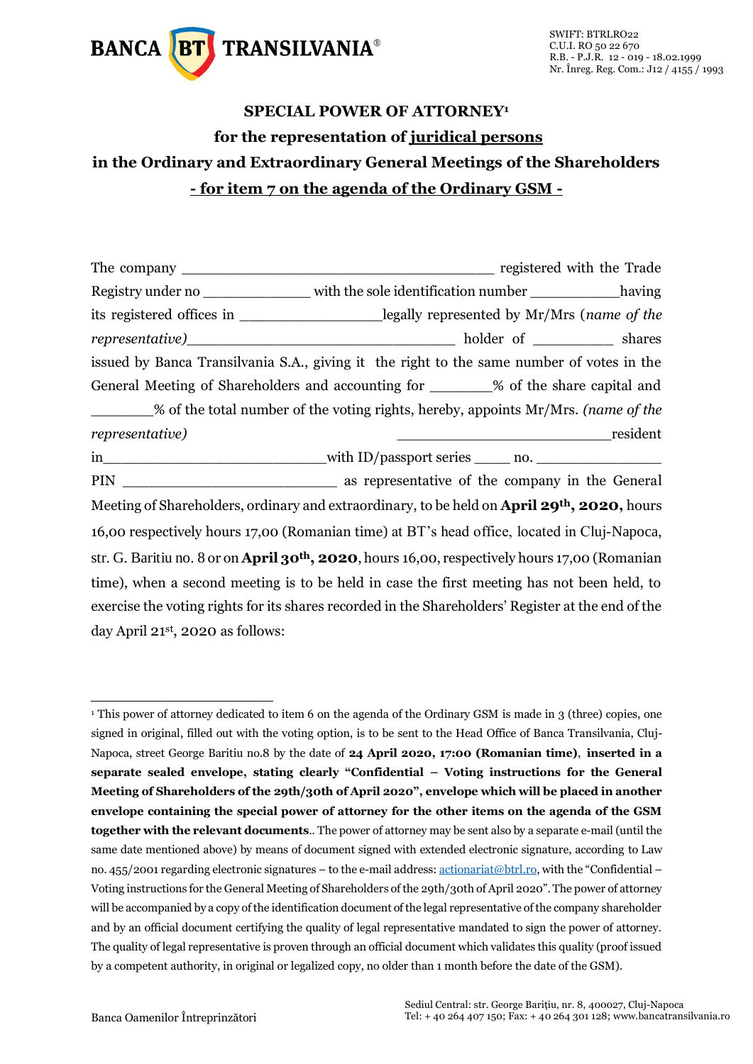# SPECIAL POWER OF ATTORNEY[1]

## for the representation of juridical persons

## in the Ordinary and Extraordinary General Meetings of the Shareholders

## - for item 7 on the agenda of the Ordinary GSM -

The company ____________________________________ registered with the Trade Registry under no _____________ with the sole identification number ___________having its registered offices in _________________legally represented by Mr/Mrs (*name of the representative)*_______________________________ holder of _________ shares issued by Banca Transilvania S.A., giving it the right to the same number of votes in the General Meeting of Shareholders and accounting for _______% of the share capital and _______% of the total number of the voting rights, hereby, appoints Mr/Mrs. *(name of the representative)* _________________________resident in__________________________with ID/passport series ____ no. ______________ PIN _________________________ as representative of the company in the General Meeting of Shareholders, ordinary and extraordinary, to be held on **April 29th, 2020,** hours 16,00 respectively hours 17,00 (Romanian time) at BT's head office, located in Cluj-Napoca, str. G. Baritiu no. 8 or on **April 30th, 2020**, hours 16,00, respectively hours 17,00 (Romanian time), when a second meeting is to be held in case the first meeting has not been held, to exercise the voting rights for its shares recorded in the Shareholders' Register at the end of the day April 21st, 2020 as follows:

---

[1] This power of attorney dedicated to item 6 on the agenda of the Ordinary GSM is made in 3 (three) copies, one signed in original, filled out with the voting option, is to be sent to the Head Office of Banca Transilvania, Cluj-Napoca, street George Baritiu no.8 by the date of **24 April 2020, 17:00 (Romanian time)**, **inserted in a separate sealed envelope, stating clearly "Confidential – Voting instructions for the General Meeting of Shareholders of the 29th/30th of April 2020", envelope which will be placed in another envelope containing the special power of attorney for the other items on the agenda of the GSM together with the relevant documents**.. The power of attorney may be sent also by a separate e-mail (until the same date mentioned above) by means of document signed with extended electronic signature, according to Law no. 455/2001 regarding electronic signatures – to the e-mail address: actionariat@btrl.ro, with the "Confidential – Voting instructions for the General Meeting of Shareholders of the 29th/30th of April 2020". The power of attorney will be accompanied by a copy of the identification document of the legal representative of the company shareholder and by an official document certifying the quality of legal representative mandated to sign the power of attorney. The quality of legal representative is proven through an official document which validates this quality (proof issued by a competent authority, in original or legalized copy, no older than 1 month before the date of the GSM).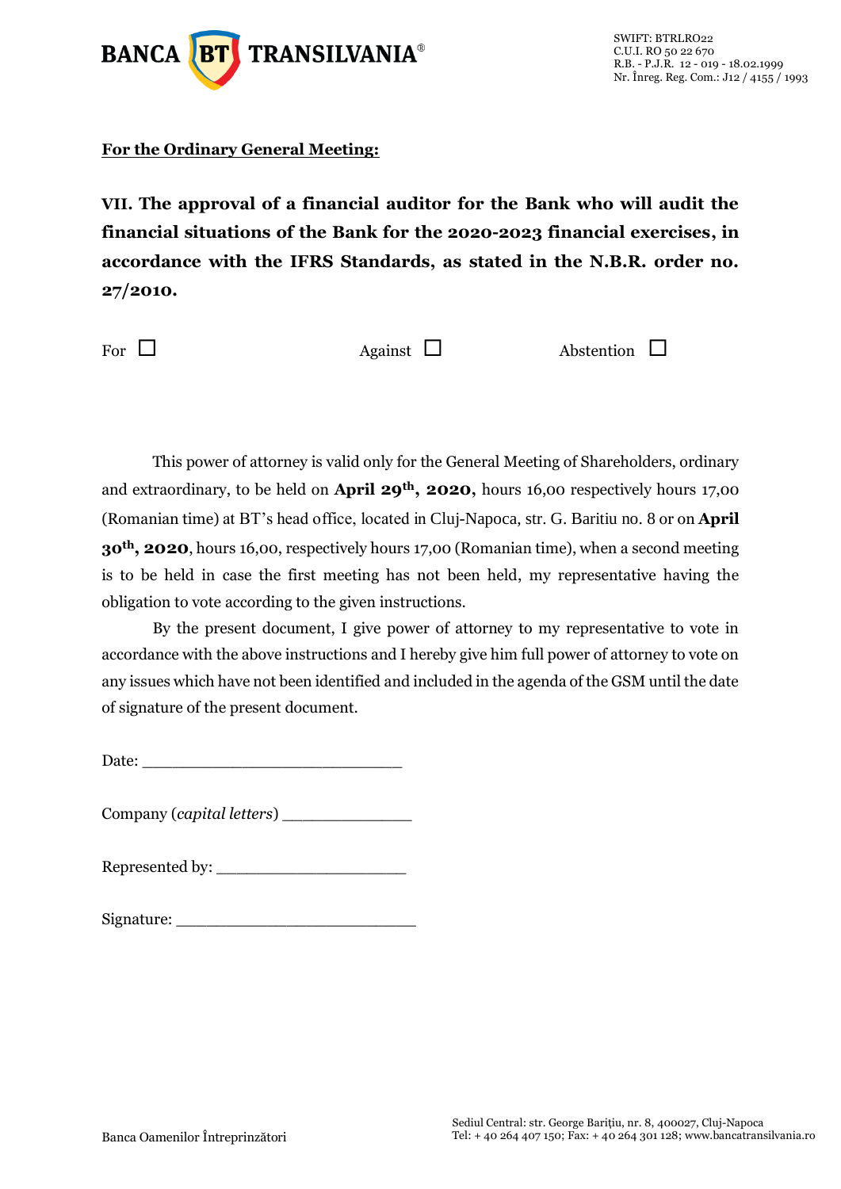**For the Ordinary General Meeting:**

**VII. The approval of a financial auditor for the Bank who will audit the financial situations of the Bank for the 2020-2023 financial exercises, in accordance with the IFRS Standards, as stated in the N.B.R. order no. 27/2010.**

For ☐ Against ☐ Abstention ☐

This power of attorney is valid only for the General Meeting of Shareholders, ordinary and extraordinary, to be held on **April 29th, 2020,** hours 16,00 respectively hours 17,00 (Romanian time) at BT's head office, located in Cluj-Napoca, str. G. Baritiu no. 8 or on **April 30th, 2020**, hours 16,00, respectively hours 17,00 (Romanian time), when a second meeting is to be held in case the first meeting has not been held, my representative having the obligation to vote according to the given instructions.

By the present document, I give power of attorney to my representative to vote in accordance with the above instructions and I hereby give him full power of attorney to vote on any issues which have not been identified and included in the agenda of the GSM until the date of signature of the present document.

Date: ____________________________

Company (*capital letters*) ______________

Represented by: ____________________

Signature: __________________________